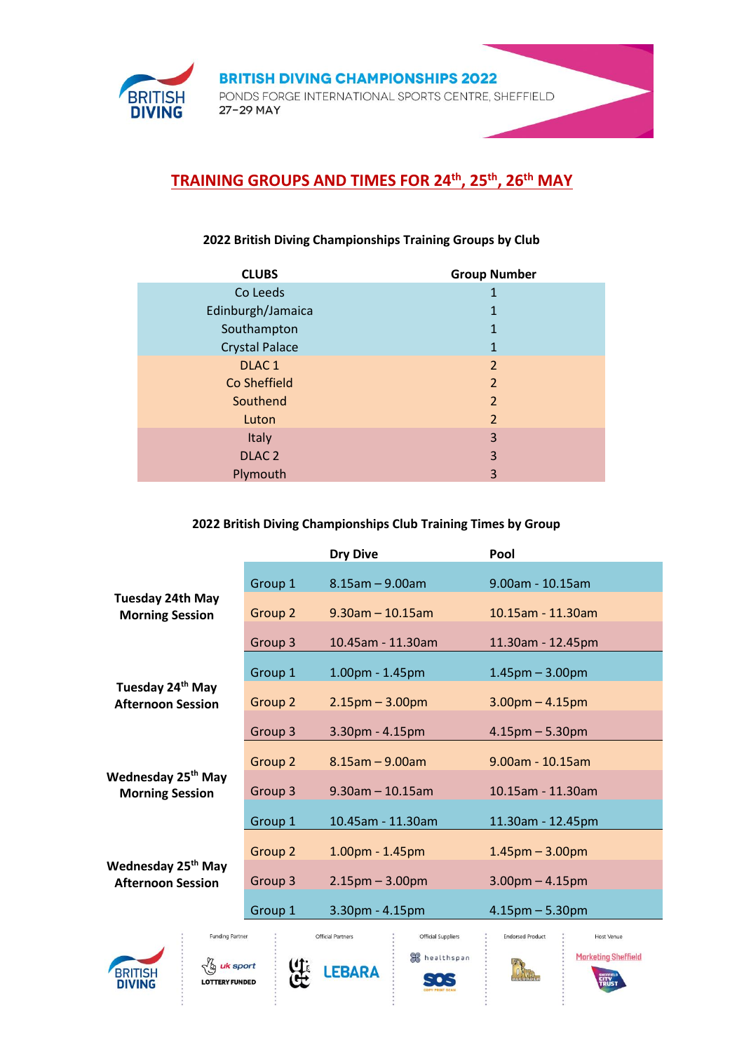# BRITISH DIVING CHAMPIONSHIPS 2022

PONDS FORGE INTERNATIONAL SPORTS CENTRE, SHEFFIELD
27–29 MAY

## TRAINING GROUPS AND TIMES FOR 24th, 25th, 26th MAY

### 2022 British Diving Championships Training Groups by Club

| CLUBS | Group Number |
|---|---|
| Co Leeds | 1 |
| Edinburgh/Jamaica | 1 |
| Southampton | 1 |
| Crystal Palace | 1 |
| DLAC 1 | 2 |
| Co Sheffield | 2 |
| Southend | 2 |
| Luton | 2 |
| Italy | 3 |
| DLAC 2 | 3 |
| Plymouth | 3 |

### 2022 British Diving Championships Club Training Times by Group

| | | Dry Dive | Pool |
|---|---|---|---|
| Tuesday 24th May Morning Session | Group 1 | 8.15am – 9.00am | 9.00am - 10.15am |
| | Group 2 | 9.30am – 10.15am | 10.15am - 11.30am |
| | Group 3 | 10.45am - 11.30am | 11.30am - 12.45pm |
| Tuesday 24th May Afternoon Session | Group 1 | 1.00pm - 1.45pm | 1.45pm – 3.00pm |
| | Group 2 | 2.15pm – 3.00pm | 3.00pm – 4.15pm |
| | Group 3 | 3.30pm - 4.15pm | 4.15pm – 5.30pm |
| Wednesday 25th May Morning Session | Group 2 | 8.15am – 9.00am | 9.00am - 10.15am |
| | Group 3 | 9.30am – 10.15am | 10.15am - 11.30am |
| | Group 1 | 10.45am - 11.30am | 11.30am - 12.45pm |
| Wednesday 25th May Afternoon Session | Group 2 | 1.00pm - 1.45pm | 1.45pm – 3.00pm |
| | Group 3 | 2.15pm – 3.00pm | 3.00pm – 4.15pm |
| | Group 1 | 3.30pm - 4.15pm | 4.15pm – 5.30pm |

Funding Partner | Official Partners | Official Suppliers | Endorsed Product | Host Venue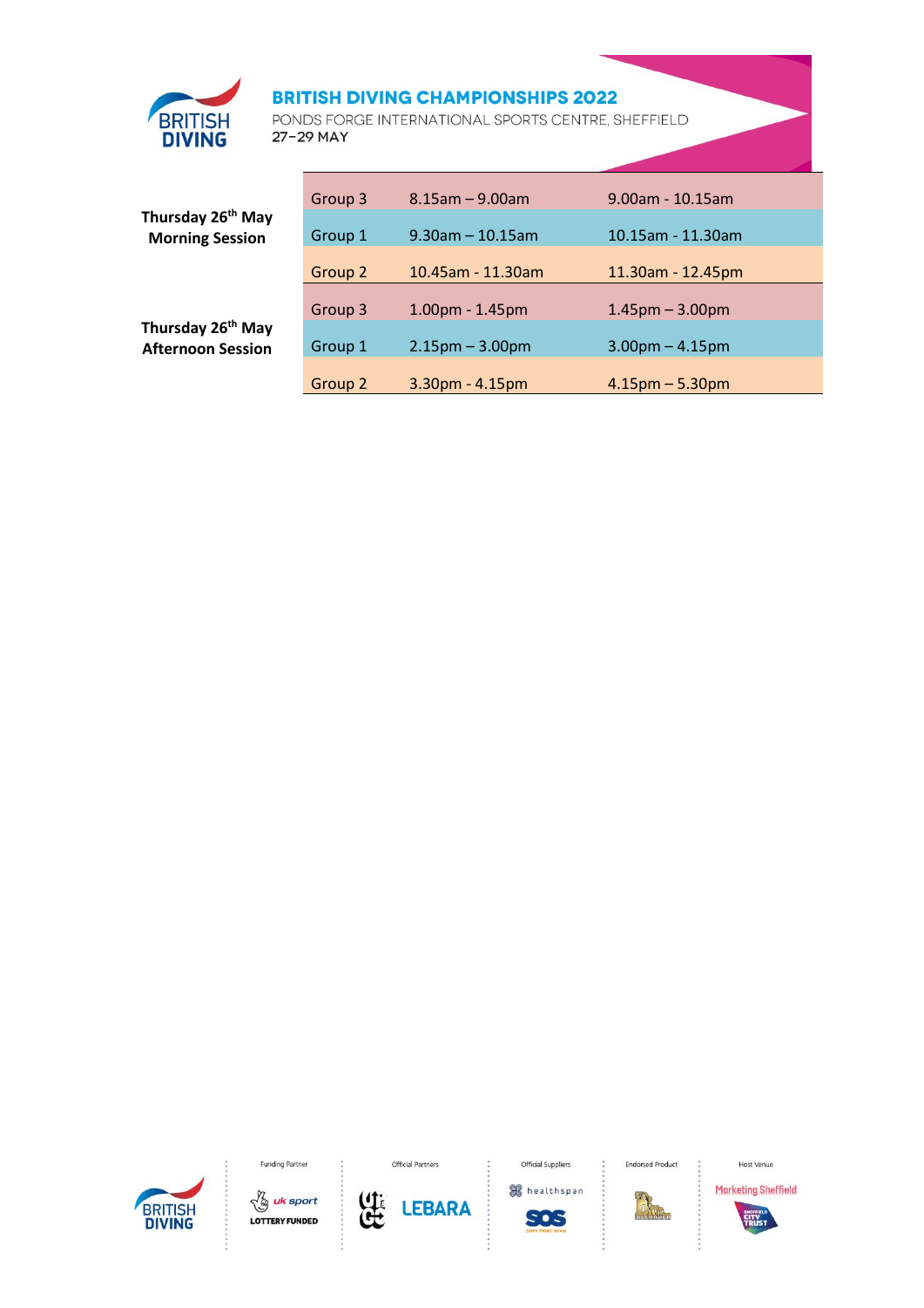## BRITISH DIVING CHAMPIONSHIPS 2022

PONDS FORGE INTERNATIONAL SPORTS CENTRE, SHEFFIELD
27–29 MAY

| | | | |
|---|---|---|---|
| **Thursday 26th May Morning Session** | Group 3 | 8.15am – 9.00am | 9.00am - 10.15am |
| | Group 1 | 9.30am – 10.15am | 10.15am - 11.30am |
| | Group 2 | 10.45am - 11.30am | 11.30am - 12.45pm |
| **Thursday 26th May Afternoon Session** | Group 3 | 1.00pm - 1.45pm | 1.45pm – 3.00pm |
| | Group 1 | 2.15pm – 3.00pm | 3.00pm – 4.15pm |
| | Group 2 | 3.30pm - 4.15pm | 4.15pm – 5.30pm |

Funding Partner | Official Partners | Official Suppliers | Endorsed Product | Host Venue